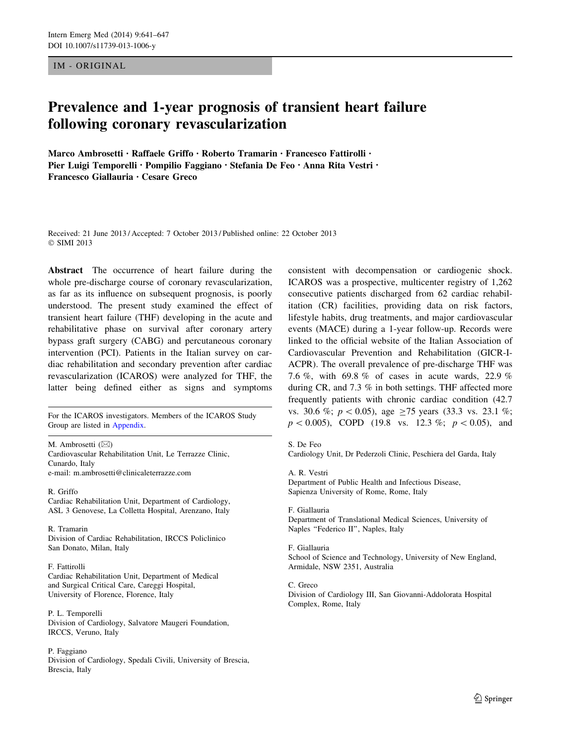IM - ORIGINAL

# Prevalence and 1-year prognosis of transient heart failure following coronary revascularization

**Marco Ambrosetti · Raffaele Griffo · Roberto Tramarin · Francesco Fattirolli · Pier Luigi Temporelli · Pompilio Faggiano · Stefania De Feo · Anna Rita Vestri · Francesco Giallauria · Cesare Greco**

Received: 21 June 2013 / Accepted: 7 October 2013 / Published online: 22 October 2013
© SIMI 2013

**Abstract** The occurrence of heart failure during the whole pre-discharge course of coronary revascularization, as far as its influence on subsequent prognosis, is poorly understood. The present study examined the effect of transient heart failure (THF) developing in the acute and rehabilitative phase on survival after coronary artery bypass graft surgery (CABG) and percutaneous coronary intervention (PCI). Patients in the Italian survey on cardiac rehabilitation and secondary prevention after cardiac revascularization (ICAROS) were analyzed for THF, the latter being defined either as signs and symptoms consistent with decompensation or cardiogenic shock. ICAROS was a prospective, multicenter registry of 1,262 consecutive patients discharged from 62 cardiac rehabilitation (CR) facilities, providing data on risk factors, lifestyle habits, drug treatments, and major cardiovascular events (MACE) during a 1-year follow-up. Records were linked to the official website of the Italian Association of Cardiovascular Prevention and Rehabilitation (GICR-I-ACPR). The overall prevalence of pre-discharge THF was 7.6 %, with 69.8 % of cases in acute wards, 22.9 % during CR, and 7.3 % in both settings. THF affected more frequently patients with chronic cardiac condition (42.7 vs. 30.6 %; $p < 0.05$), age $\geq$75 years (33.3 vs. 23.1 %; $p < 0.005$), COPD (19.8 vs. 12.3 %; $p < 0.05$), and

For the ICAROS investigators. Members of the ICAROS Study Group are listed in Appendix.

M. Ambrosetti (✉)
Cardiovascular Rehabilitation Unit, Le Terrazze Clinic, Cunardo, Italy
e-mail: m.ambrosetti@clinicaleterrazze.com

R. Griffo
Cardiac Rehabilitation Unit, Department of Cardiology, ASL 3 Genovese, La Colletta Hospital, Arenzano, Italy

R. Tramarin
Division of Cardiac Rehabilitation, IRCCS Policlinico San Donato, Milan, Italy

F. Fattirolli
Cardiac Rehabilitation Unit, Department of Medical and Surgical Critical Care, Careggi Hospital, University of Florence, Florence, Italy

P. L. Temporelli
Division of Cardiology, Salvatore Maugeri Foundation, IRCCS, Veruno, Italy

P. Faggiano
Division of Cardiology, Spedali Civili, University of Brescia, Brescia, Italy

S. De Feo
Cardiology Unit, Dr Pederzoli Clinic, Peschiera del Garda, Italy

A. R. Vestri
Department of Public Health and Infectious Disease, Sapienza University of Rome, Rome, Italy

F. Giallauria
Department of Translational Medical Sciences, University of Naples "Federico II", Naples, Italy

F. Giallauria
School of Science and Technology, University of New England, Armidale, NSW 2351, Australia

C. Greco
Division of Cardiology III, San Giovanni-Addolorata Hospital Complex, Rome, Italy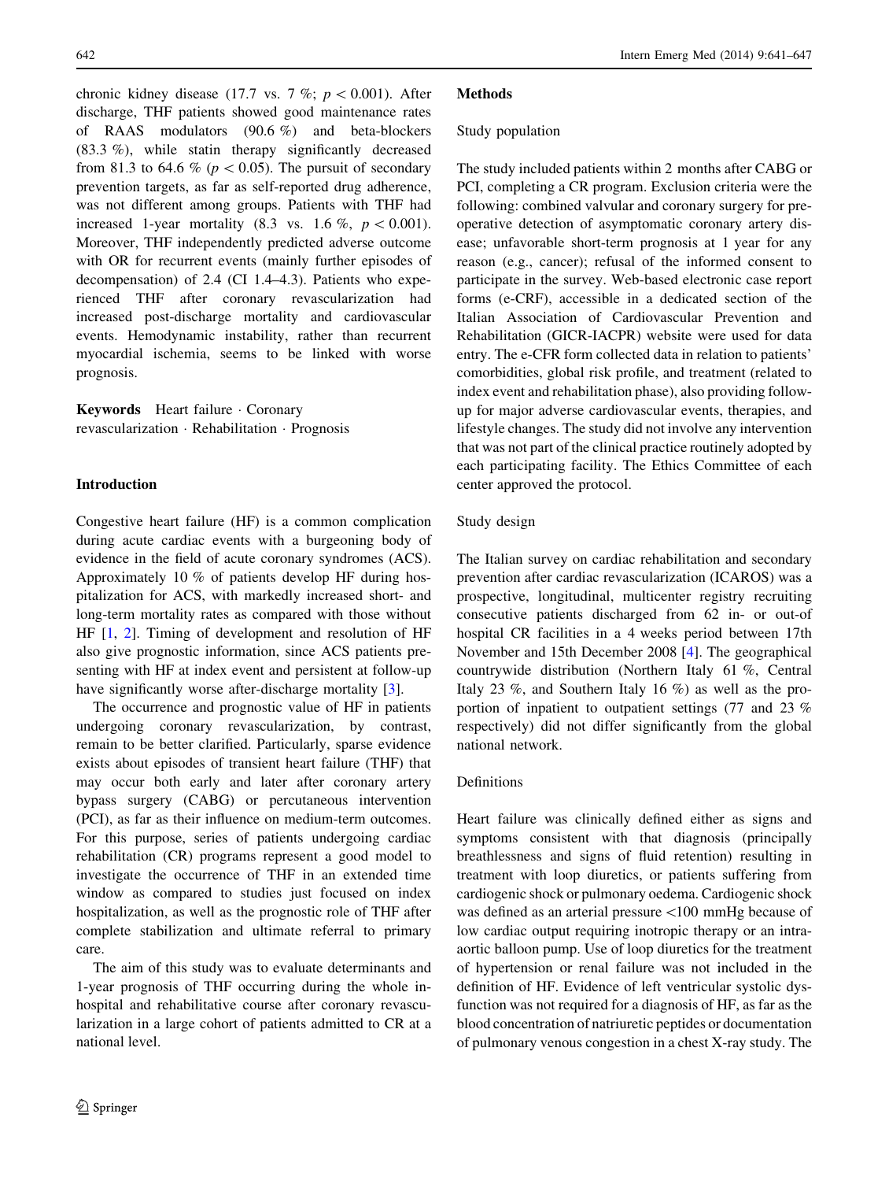chronic kidney disease (17.7 vs. 7 %; $p < 0.001$). After discharge, THF patients showed good maintenance rates of RAAS modulators (90.6 %) and beta-blockers (83.3 %), while statin therapy significantly decreased from 81.3 to 64.6 % ($p < 0.05$). The pursuit of secondary prevention targets, as far as self-reported drug adherence, was not different among groups. Patients with THF had increased 1-year mortality (8.3 vs. 1.6 %, $p < 0.001$). Moreover, THF independently predicted adverse outcome with OR for recurrent events (mainly further episodes of decompensation) of 2.4 (CI 1.4–4.3). Patients who experienced THF after coronary revascularization had increased post-discharge mortality and cardiovascular events. Hemodynamic instability, rather than recurrent myocardial ischemia, seems to be linked with worse prognosis.

**Keywords** Heart failure · Coronary revascularization · Rehabilitation · Prognosis

## Introduction

Congestive heart failure (HF) is a common complication during acute cardiac events with a burgeoning body of evidence in the field of acute coronary syndromes (ACS). Approximately 10 % of patients develop HF during hospitalization for ACS, with markedly increased short- and long-term mortality rates as compared with those without HF [1, 2]. Timing of development and resolution of HF also give prognostic information, since ACS patients presenting with HF at index event and persistent at follow-up have significantly worse after-discharge mortality [3].

The occurrence and prognostic value of HF in patients undergoing coronary revascularization, by contrast, remain to be better clarified. Particularly, sparse evidence exists about episodes of transient heart failure (THF) that may occur both early and later after coronary artery bypass surgery (CABG) or percutaneous intervention (PCI), as far as their influence on medium-term outcomes. For this purpose, series of patients undergoing cardiac rehabilitation (CR) programs represent a good model to investigate the occurrence of THF in an extended time window as compared to studies just focused on index hospitalization, as well as the prognostic role of THF after complete stabilization and ultimate referral to primary care.

The aim of this study was to evaluate determinants and 1-year prognosis of THF occurring during the whole in-hospital and rehabilitative course after coronary revascularization in a large cohort of patients admitted to CR at a national level.

## Methods

### Study population

The study included patients within 2 months after CABG or PCI, completing a CR program. Exclusion criteria were the following: combined valvular and coronary surgery for preoperative detection of asymptomatic coronary artery disease; unfavorable short-term prognosis at 1 year for any reason (e.g., cancer); refusal of the informed consent to participate in the survey. Web-based electronic case report forms (e-CRF), accessible in a dedicated section of the Italian Association of Cardiovascular Prevention and Rehabilitation (GICR-IACPR) website were used for data entry. The e-CFR form collected data in relation to patients' comorbidities, global risk profile, and treatment (related to index event and rehabilitation phase), also providing follow-up for major adverse cardiovascular events, therapies, and lifestyle changes. The study did not involve any intervention that was not part of the clinical practice routinely adopted by each participating facility. The Ethics Committee of each center approved the protocol.

### Study design

The Italian survey on cardiac rehabilitation and secondary prevention after cardiac revascularization (ICAROS) was a prospective, longitudinal, multicenter registry recruiting consecutive patients discharged from 62 in- or out-of hospital CR facilities in a 4 weeks period between 17th November and 15th December 2008 [4]. The geographical countrywide distribution (Northern Italy 61 %, Central Italy 23 %, and Southern Italy 16 %) as well as the proportion of inpatient to outpatient settings (77 and 23 % respectively) did not differ significantly from the global national network.

### Definitions

Heart failure was clinically defined either as signs and symptoms consistent with that diagnosis (principally breathlessness and signs of fluid retention) resulting in treatment with loop diuretics, or patients suffering from cardiogenic shock or pulmonary oedema. Cardiogenic shock was defined as an arterial pressure <100 mmHg because of low cardiac output requiring inotropic therapy or an intra-aortic balloon pump. Use of loop diuretics for the treatment of hypertension or renal failure was not included in the definition of HF. Evidence of left ventricular systolic dysfunction was not required for a diagnosis of HF, as far as the blood concentration of natriuretic peptides or documentation of pulmonary venous congestion in a chest X-ray study. The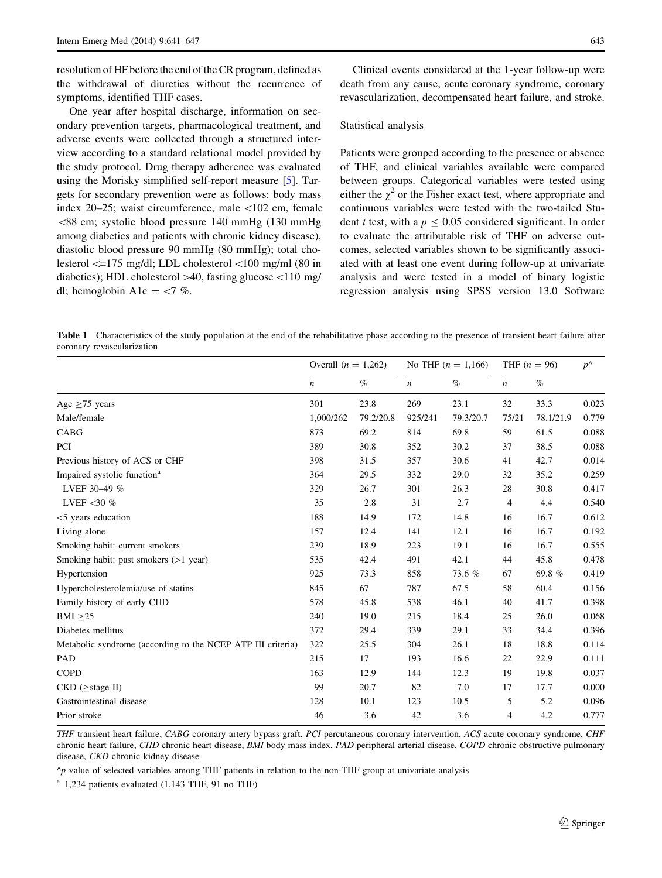resolution of HF before the end of the CR program, defined as the withdrawal of diuretics without the recurrence of symptoms, identified THF cases.

One year after hospital discharge, information on secondary prevention targets, pharmacological treatment, and adverse events were collected through a structured interview according to a standard relational model provided by the study protocol. Drug therapy adherence was evaluated using the Morisky simplified self-report measure [5]. Targets for secondary prevention were as follows: body mass index 20–25; waist circumference, male <102 cm, female <88 cm; systolic blood pressure 140 mmHg (130 mmHg among diabetics and patients with chronic kidney disease), diastolic blood pressure 90 mmHg (80 mmHg); total cholesterol <=175 mg/dl; LDL cholesterol <100 mg/ml (80 in diabetics); HDL cholesterol >40, fasting glucose <110 mg/dl; hemoglobin A1c = <7 %.

Clinical events considered at the 1-year follow-up were death from any cause, acute coronary syndrome, coronary revascularization, decompensated heart failure, and stroke.

### Statistical analysis

Patients were grouped according to the presence or absence of THF, and clinical variables available were compared between groups. Categorical variables were tested using either the $\chi^2$ or the Fisher exact test, where appropriate and continuous variables were tested with the two-tailed Student *t* test, with a $p \leq 0.05$ considered significant. In order to evaluate the attributable risk of THF on adverse outcomes, selected variables shown to be significantly associated with at least one event during follow-up at univariate analysis and were tested in a model of binary logistic regression analysis using SPSS version 13.0 Software

**Table 1** Characteristics of the study population at the end of the rehabilitative phase according to the presence of transient heart failure after coronary revascularization

| | Overall ($n$ = 1,262) | | No THF ($n$ = 1,166) | | THF ($n$ = 96) | | $p$^ |
|---|---|---|---|---|---|---|---|
| | $n$ | % | $n$ | % | $n$ | % | |
| Age ≥75 years | 301 | 23.8 | 269 | 23.1 | 32 | 33.3 | 0.023 |
| Male/female | 1,000/262 | 79.2/20.8 | 925/241 | 79.3/20.7 | 75/21 | 78.1/21.9 | 0.779 |
| CABG | 873 | 69.2 | 814 | 69.8 | 59 | 61.5 | 0.088 |
| PCI | 389 | 30.8 | 352 | 30.2 | 37 | 38.5 | 0.088 |
| Previous history of ACS or CHF | 398 | 31.5 | 357 | 30.6 | 41 | 42.7 | 0.014 |
| Impaired systolic function[a] | 364 | 29.5 | 332 | 29.0 | 32 | 35.2 | 0.259 |
| LVEF 30–49 % | 329 | 26.7 | 301 | 26.3 | 28 | 30.8 | 0.417 |
| LVEF <30 % | 35 | 2.8 | 31 | 2.7 | 4 | 4.4 | 0.540 |
| <5 years education | 188 | 14.9 | 172 | 14.8 | 16 | 16.7 | 0.612 |
| Living alone | 157 | 12.4 | 141 | 12.1 | 16 | 16.7 | 0.192 |
| Smoking habit: current smokers | 239 | 18.9 | 223 | 19.1 | 16 | 16.7 | 0.555 |
| Smoking habit: past smokers (>1 year) | 535 | 42.4 | 491 | 42.1 | 44 | 45.8 | 0.478 |
| Hypertension | 925 | 73.3 | 858 | 73.6 % | 67 | 69.8 % | 0.419 |
| Hypercholesterolemia/use of statins | 845 | 67 | 787 | 67.5 | 58 | 60.4 | 0.156 |
| Family history of early CHD | 578 | 45.8 | 538 | 46.1 | 40 | 41.7 | 0.398 |
| BMI ≥25 | 240 | 19.0 | 215 | 18.4 | 25 | 26.0 | 0.068 |
| Diabetes mellitus | 372 | 29.4 | 339 | 29.1 | 33 | 34.4 | 0.396 |
| Metabolic syndrome (according to the NCEP ATP III criteria) | 322 | 25.5 | 304 | 26.1 | 18 | 18.8 | 0.114 |
| PAD | 215 | 17 | 193 | 16.6 | 22 | 22.9 | 0.111 |
| COPD | 163 | 12.9 | 144 | 12.3 | 19 | 19.8 | 0.037 |
| CKD (≥stage II) | 99 | 20.7 | 82 | 7.0 | 17 | 17.7 | 0.000 |
| Gastrointestinal disease | 128 | 10.1 | 123 | 10.5 | 5 | 5.2 | 0.096 |
| Prior stroke | 46 | 3.6 | 42 | 3.6 | 4 | 4.2 | 0.777 |

*THF* transient heart failure, *CABG* coronary artery bypass graft, *PCI* percutaneous coronary intervention, *ACS* acute coronary syndrome, *CHF* chronic heart failure, *CHD* chronic heart disease, *BMI* body mass index, *PAD* peripheral arterial disease, *COPD* chronic obstructive pulmonary disease, *CKD* chronic kidney disease

^*p* value of selected variables among THF patients in relation to the non-THF group at univariate analysis

[a] 1,234 patients evaluated (1,143 THF, 91 no THF)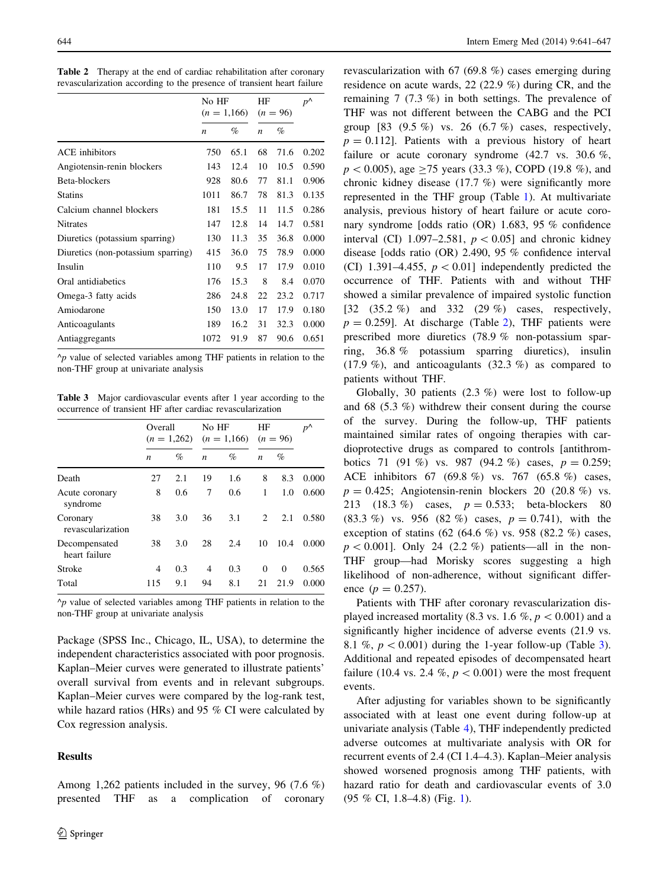**Table 2** Therapy at the end of cardiac rehabilitation after coronary revascularization according to the presence of transient heart failure

| | No HF ($n = 1{,}166$) | | HF ($n = 96$) | | $p$^ |
|---|---|---|---|---|---|
| | $n$ | % | $n$ | % | |
| ACE inhibitors | 750 | 65.1 | 68 | 71.6 | 0.202 |
| Angiotensin-renin blockers | 143 | 12.4 | 10 | 10.5 | 0.590 |
| Beta-blockers | 928 | 80.6 | 77 | 81.1 | 0.906 |
| Statins | 1011 | 86.7 | 78 | 81.3 | 0.135 |
| Calcium channel blockers | 181 | 15.5 | 11 | 11.5 | 0.286 |
| Nitrates | 147 | 12.8 | 14 | 14.7 | 0.581 |
| Diuretics (potassium sparring) | 130 | 11.3 | 35 | 36.8 | 0.000 |
| Diuretics (non-potassium sparring) | 415 | 36.0 | 75 | 78.9 | 0.000 |
| Insulin | 110 | 9.5 | 17 | 17.9 | 0.010 |
| Oral antidiabetics | 176 | 15.3 | 8 | 8.4 | 0.070 |
| Omega-3 fatty acids | 286 | 24.8 | 22 | 23.2 | 0.717 |
| Amiodarone | 150 | 13.0 | 17 | 17.9 | 0.180 |
| Anticoagulants | 189 | 16.2 | 31 | 32.3 | 0.000 |
| Antiaggregants | 1072 | 91.9 | 87 | 90.6 | 0.651 |

^$p$ value of selected variables among THF patients in relation to the non-THF group at univariate analysis

**Table 3** Major cardiovascular events after 1 year according to the occurrence of transient HF after cardiac revascularization

| | Overall ($n = 1{,}262$) | | No HF ($n = 1{,}166$) | | HF ($n = 96$) | | $p$^ |
|---|---|---|---|---|---|---|---|
| | $n$ | % | $n$ | % | $n$ | % | |
| Death | 27 | 2.1 | 19 | 1.6 | 8 | 8.3 | 0.000 |
| Acute coronary syndrome | 8 | 0.6 | 7 | 0.6 | 1 | 1.0 | 0.600 |
| Coronary revascularization | 38 | 3.0 | 36 | 3.1 | 2 | 2.1 | 0.580 |
| Decompensated heart failure | 38 | 3.0 | 28 | 2.4 | 10 | 10.4 | 0.000 |
| Stroke | 4 | 0.3 | 4 | 0.3 | 0 | 0 | 0.565 |
| Total | 115 | 9.1 | 94 | 8.1 | 21 | 21.9 | 0.000 |

^$p$ value of selected variables among THF patients in relation to the non-THF group at univariate analysis

Package (SPSS Inc., Chicago, IL, USA), to determine the independent characteristics associated with poor prognosis. Kaplan–Meier curves were generated to illustrate patients' overall survival from events and in relevant subgroups. Kaplan–Meier curves were compared by the log-rank test, while hazard ratios (HRs) and 95 % CI were calculated by Cox regression analysis.

## Results

Among 1,262 patients included in the survey, 96 (7.6 %) presented THF as a complication of coronary revascularization with 67 (69.8 %) cases emerging during residence on acute wards, 22 (22.9 %) during CR, and the remaining 7 (7.3 %) in both settings. The prevalence of THF was not different between the CABG and the PCI group [83 (9.5 %) vs. 26 (6.7 %) cases, respectively, $p = 0.112$]. Patients with a previous history of heart failure or acute coronary syndrome (42.7 vs. 30.6 %, $p < 0.005$), age ≥75 years (33.3 %), COPD (19.8 %), and chronic kidney disease (17.7 %) were significantly more represented in the THF group (Table 1). At multivariate analysis, previous history of heart failure or acute coronary syndrome [odds ratio (OR) 1.683, 95 % confidence interval (CI) 1.097–2.581, $p < 0.05$] and chronic kidney disease [odds ratio (OR) 2.490, 95 % confidence interval (CI) 1.391–4.455, $p < 0.01$] independently predicted the occurrence of THF. Patients with and without THF showed a similar prevalence of impaired systolic function [32 (35.2 %) and 332 (29 %) cases, respectively, $p = 0.259$]. At discharge (Table 2), THF patients were prescribed more diuretics (78.9 % non-potassium sparring, 36.8 % potassium sparring diuretics), insulin (17.9 %), and anticoagulants (32.3 %) as compared to patients without THF.

Globally, 30 patients (2.3 %) were lost to follow-up and 68 (5.3 %) withdrew their consent during the course of the survey. During the follow-up, THF patients maintained similar rates of ongoing therapies with cardioprotective drugs as compared to controls [antithrombotics 71 (91 %) vs. 987 (94.2 %) cases, $p = 0.259$; ACE inhibitors 67 (69.8 %) vs. 767 (65.8 %) cases, $p = 0.425$; Angiotensin-renin blockers 20 (20.8 %) vs. 213 (18.3 %) cases, $p = 0.533$; beta-blockers 80 (83.3 %) vs. 956 (82 %) cases, $p = 0.741$), with the exception of statins (62 (64.6 %) vs. 958 (82.2 %) cases, $p < 0.001$]. Only 24 (2.2 %) patients—all in the non-THF group—had Morisky scores suggesting a high likelihood of non-adherence, without significant difference ($p = 0.257$).

Patients with THF after coronary revascularization displayed increased mortality (8.3 vs. 1.6 %, $p < 0.001$) and a significantly higher incidence of adverse events (21.9 vs. 8.1 %, $p < 0.001$) during the 1-year follow-up (Table 3). Additional and repeated episodes of decompensated heart failure (10.4 vs. 2.4 %, $p < 0.001$) were the most frequent events.

After adjusting for variables shown to be significantly associated with at least one event during follow-up at univariate analysis (Table 4), THF independently predicted adverse outcomes at multivariate analysis with OR for recurrent events of 2.4 (CI 1.4–4.3). Kaplan–Meier analysis showed worsened prognosis among THF patients, with hazard ratio for death and cardiovascular events of 3.0 (95 % CI, 1.8–4.8) (Fig. 1).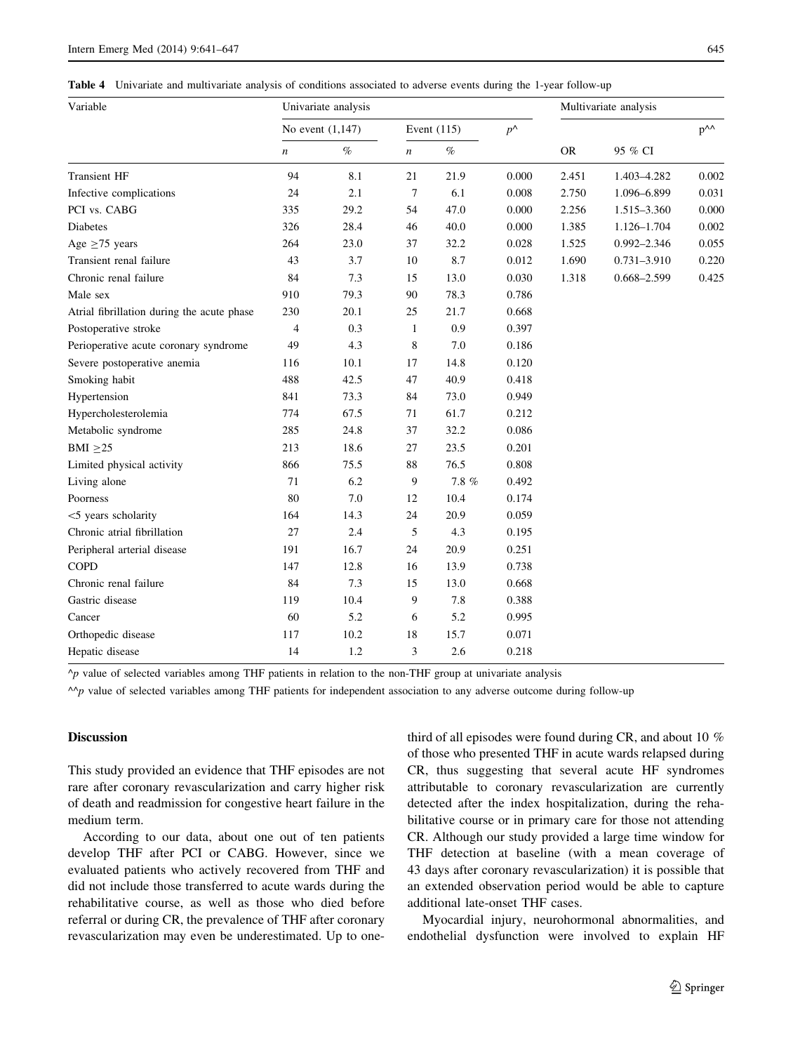**Table 4** Univariate and multivariate analysis of conditions associated to adverse events during the 1-year follow-up

| Variable | Univariate analysis | | | | | Multivariate analysis | | |
|---|---|---|---|---|---|---|---|---|
| | No event (1,147) | | Event (115) | | $p$^ | | | $p$^^ |
| | $n$ | % | $n$ | % | | OR | 95 % CI | |
| Transient HF | 94 | 8.1 | 21 | 21.9 | 0.000 | 2.451 | 1.403–4.282 | 0.002 |
| Infective complications | 24 | 2.1 | 7 | 6.1 | 0.008 | 2.750 | 1.096–6.899 | 0.031 |
| PCI vs. CABG | 335 | 29.2 | 54 | 47.0 | 0.000 | 2.256 | 1.515–3.360 | 0.000 |
| Diabetes | 326 | 28.4 | 46 | 40.0 | 0.000 | 1.385 | 1.126–1.704 | 0.002 |
| Age ≥75 years | 264 | 23.0 | 37 | 32.2 | 0.028 | 1.525 | 0.992–2.346 | 0.055 |
| Transient renal failure | 43 | 3.7 | 10 | 8.7 | 0.012 | 1.690 | 0.731–3.910 | 0.220 |
| Chronic renal failure | 84 | 7.3 | 15 | 13.0 | 0.030 | 1.318 | 0.668–2.599 | 0.425 |
| Male sex | 910 | 79.3 | 90 | 78.3 | 0.786 | | | |
| Atrial fibrillation during the acute phase | 230 | 20.1 | 25 | 21.7 | 0.668 | | | |
| Postoperative stroke | 4 | 0.3 | 1 | 0.9 | 0.397 | | | |
| Perioperative acute coronary syndrome | 49 | 4.3 | 8 | 7.0 | 0.186 | | | |
| Severe postoperative anemia | 116 | 10.1 | 17 | 14.8 | 0.120 | | | |
| Smoking habit | 488 | 42.5 | 47 | 40.9 | 0.418 | | | |
| Hypertension | 841 | 73.3 | 84 | 73.0 | 0.949 | | | |
| Hypercholesterolemia | 774 | 67.5 | 71 | 61.7 | 0.212 | | | |
| Metabolic syndrome | 285 | 24.8 | 37 | 32.2 | 0.086 | | | |
| BMI ≥25 | 213 | 18.6 | 27 | 23.5 | 0.201 | | | |
| Limited physical activity | 866 | 75.5 | 88 | 76.5 | 0.808 | | | |
| Living alone | 71 | 6.2 | 9 | 7.8 % | 0.492 | | | |
| Poorness | 80 | 7.0 | 12 | 10.4 | 0.174 | | | |
| <5 years scholarity | 164 | 14.3 | 24 | 20.9 | 0.059 | | | |
| Chronic atrial fibrillation | 27 | 2.4 | 5 | 4.3 | 0.195 | | | |
| Peripheral arterial disease | 191 | 16.7 | 24 | 20.9 | 0.251 | | | |
| COPD | 147 | 12.8 | 16 | 13.9 | 0.738 | | | |
| Chronic renal failure | 84 | 7.3 | 15 | 13.0 | 0.668 | | | |
| Gastric disease | 119 | 10.4 | 9 | 7.8 | 0.388 | | | |
| Cancer | 60 | 5.2 | 6 | 5.2 | 0.995 | | | |
| Orthopedic disease | 117 | 10.2 | 18 | 15.7 | 0.071 | | | |
| Hepatic disease | 14 | 1.2 | 3 | 2.6 | 0.218 | | | |

^$p$ value of selected variables among THF patients in relation to the non-THF group at univariate analysis

^^$p$ value of selected variables among THF patients for independent association to any adverse outcome during follow-up

## Discussion

This study provided an evidence that THF episodes are not rare after coronary revascularization and carry higher risk of death and readmission for congestive heart failure in the medium term.

According to our data, about one out of ten patients develop THF after PCI or CABG. However, since we evaluated patients who actively recovered from THF and did not include those transferred to acute wards during the rehabilitative course, as well as those who died before referral or during CR, the prevalence of THF after coronary revascularization may even be underestimated. Up to one-third of all episodes were found during CR, and about 10 % of those who presented THF in acute wards relapsed during CR, thus suggesting that several acute HF syndromes attributable to coronary revascularization are currently detected after the index hospitalization, during the rehabilitative course or in primary care for those not attending CR. Although our study provided a large time window for THF detection at baseline (with a mean coverage of 43 days after coronary revascularization) it is possible that an extended observation period would be able to capture additional late-onset THF cases.

Myocardial injury, neurohormonal abnormalities, and endothelial dysfunction were involved to explain HF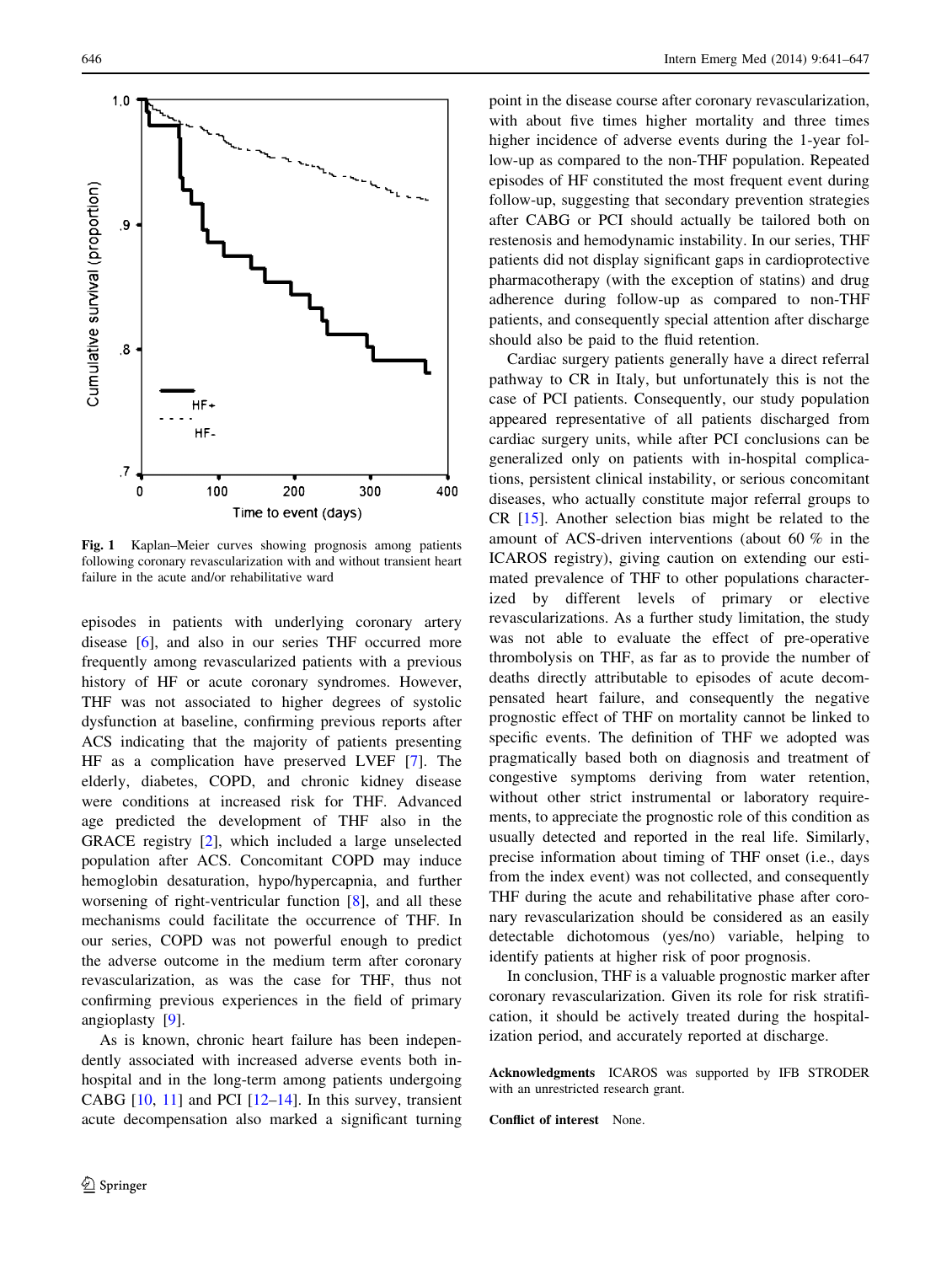Fig. 1 Kaplan–Meier curves showing prognosis among patients following coronary revascularization with and without transient heart failure in the acute and/or rehabilitative ward

episodes in patients with underlying coronary artery disease [6], and also in our series THF occurred more frequently among revascularized patients with a previous history of HF or acute coronary syndromes. However, THF was not associated to higher degrees of systolic dysfunction at baseline, confirming previous reports after ACS indicating that the majority of patients presenting HF as a complication have preserved LVEF [7]. The elderly, diabetes, COPD, and chronic kidney disease were conditions at increased risk for THF. Advanced age predicted the development of THF also in the GRACE registry [2], which included a large unselected population after ACS. Concomitant COPD may induce hemoglobin desaturation, hypo/hypercapnia, and further worsening of right-ventricular function [8], and all these mechanisms could facilitate the occurrence of THF. In our series, COPD was not powerful enough to predict the adverse outcome in the medium term after coronary revascularization, as was the case for THF, thus not confirming previous experiences in the field of primary angioplasty [9].

As is known, chronic heart failure has been independently associated with increased adverse events both in-hospital and in the long-term among patients undergoing CABG [10, 11] and PCI [12–14]. In this survey, transient acute decompensation also marked a significant turning point in the disease course after coronary revascularization, with about five times higher mortality and three times higher incidence of adverse events during the 1-year follow-up as compared to the non-THF population. Repeated episodes of HF constituted the most frequent event during follow-up, suggesting that secondary prevention strategies after CABG or PCI should actually be tailored both on restenosis and hemodynamic instability. In our series, THF patients did not display significant gaps in cardioprotective pharmacotherapy (with the exception of statins) and drug adherence during follow-up as compared to non-THF patients, and consequently special attention after discharge should also be paid to the fluid retention.

Cardiac surgery patients generally have a direct referral pathway to CR in Italy, but unfortunately this is not the case of PCI patients. Consequently, our study population appeared representative of all patients discharged from cardiac surgery units, while after PCI conclusions can be generalized only on patients with in-hospital complications, persistent clinical instability, or serious concomitant diseases, who actually constitute major referral groups to CR [15]. Another selection bias might be related to the amount of ACS-driven interventions (about 60 % in the ICAROS registry), giving caution on extending our estimated prevalence of THF to other populations characterized by different levels of primary or elective revascularizations. As a further study limitation, the study was not able to evaluate the effect of pre-operative thrombolysis on THF, as far as to provide the number of deaths directly attributable to episodes of acute decompensated heart failure, and consequently the negative prognostic effect of THF on mortality cannot be linked to specific events. The definition of THF we adopted was pragmatically based both on diagnosis and treatment of congestive symptoms deriving from water retention, without other strict instrumental or laboratory requirements, to appreciate the prognostic role of this condition as usually detected and reported in the real life. Similarly, precise information about timing of THF onset (i.e., days from the index event) was not collected, and consequently THF during the acute and rehabilitative phase after coronary revascularization should be considered as an easily detectable dichotomous (yes/no) variable, helping to identify patients at higher risk of poor prognosis.

In conclusion, THF is a valuable prognostic marker after coronary revascularization. Given its role for risk stratification, it should be actively treated during the hospitalization period, and accurately reported at discharge.

**Acknowledgments** ICAROS was supported by IFB STRODER with an unrestricted research grant.

**Conflict of interest** None.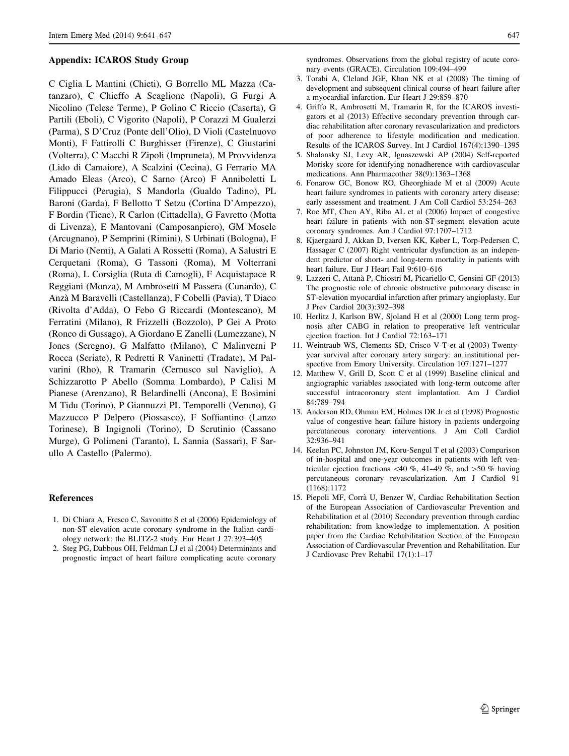## Appendix: ICAROS Study Group

C Ciglia L Mantini (Chieti), G Borrello ML Mazza (Catanzaro), C Chieffo A Scaglione (Napoli), G Furgi A Nicolino (Telese Terme), P Golino C Riccio (Caserta), G Partili (Eboli), C Vigorito (Napoli), P Corazzi M Gualerzi (Parma), S D'Cruz (Ponte dell'Olio), D Violi (Castelnuovo Monti), F Fattirolli C Burghisser (Firenze), C Giustarini (Volterra), C Macchi R Zipoli (Impruneta), M Provvidenza (Lido di Camaiore), A Scalzini (Cecina), G Ferrario MA Amado Eleas (Arco), C Sarno (Arco) F Anniboletti L Filippucci (Perugia), S Mandorla (Gualdo Tadino), PL Baroni (Garda), F Bellotto T Setzu (Cortina D'Ampezzo), F Bordin (Tiene), R Carlon (Cittadella), G Favretto (Motta di Livenza), E Mantovani (Camposanpiero), GM Mosele (Arcugnano), P Semprini (Rimini), S Urbinati (Bologna), F Di Mario (Nemi), A Galati A Rossetti (Roma), A Salustri E Cerquetani (Roma), G Tassoni (Roma), M Volterrani (Roma), L Corsiglia (Ruta di Camogli), F Acquistapace R Reggiani (Monza), M Ambrosetti M Passera (Cunardo), C Anzà M Baravelli (Castellanza), F Cobelli (Pavia), T Diaco (Rivolta d'Adda), O Febo G Riccardi (Montescano), M Ferratini (Milano), R Frizzelli (Bozzolo), P Gei A Proto (Ronco di Gussago), A Giordano E Zanelli (Lumezzane), N Jones (Seregno), G Malfatto (Milano), C Malinverni P Rocca (Seriate), R Pedretti R Vaninetti (Tradate), M Palvarini (Rho), R Tramarin (Cernusco sul Naviglio), A Schizzarotto P Abello (Somma Lombardo), P Calisi M Pianese (Arenzano), R Belardinelli (Ancona), E Bosimini M Tidu (Torino), P Giannuzzi PL Temporelli (Veruno), G Mazzucco P Delpero (Piossasco), F Soffiantino (Lanzo Torinese), B Ingignoli (Torino), D Scrutinio (Cassano Murge), G Polimeni (Taranto), L Sannia (Sassari), F Sarullo A Castello (Palermo).

## References

1. Di Chiara A, Fresco C, Savonitto S et al (2006) Epidemiology of non-ST elevation acute coronary syndrome in the Italian cardiology network: the BLITZ-2 study. Eur Heart J 27:393–405
2. Steg PG, Dabbous OH, Feldman LJ et al (2004) Determinants and prognostic impact of heart failure complicating acute coronary syndromes. Observations from the global registry of acute coronary events (GRACE). Circulation 109:494–499
3. Torabi A, Cleland JGF, Khan NK et al (2008) The timing of development and subsequent clinical course of heart failure after a myocardial infarction. Eur Heart J 29:859–870
4. Griffo R, Ambrosetti M, Tramarin R, for the ICAROS investigators et al (2013) Effective secondary prevention through cardiac rehabilitation after coronary revascularization and predictors of poor adherence to lifestyle modification and medication. Results of the ICAROS Survey. Int J Cardiol 167(4):1390–1395
5. Shalansky SJ, Levy AR, Ignaszewski AP (2004) Self-reported Morisky score for identifying nonadherence with cardiovascular medications. Ann Pharmacother 38(9):1363–1368
6. Fonarow GC, Bonow RO, Gheorghiade M et al (2009) Acute heart failure syndromes in patients with coronary artery disease: early assessment and treatment. J Am Coll Cardiol 53:254–263
7. Roe MT, Chen AY, Riba AL et al (2006) Impact of congestive heart failure in patients with non-ST-segment elevation acute coronary syndromes. Am J Cardiol 97:1707–1712
8. Kjaergaard J, Akkan D, Iversen KK, Køber L, Torp-Pedersen C, Hassager C (2007) Right ventricular dysfunction as an independent predictor of short- and long-term mortality in patients with heart failure. Eur J Heart Fail 9:610–616
9. Lazzeri C, Attanà P, Chiostri M, Picariello C, Gensini GF (2013) The prognostic role of chronic obstructive pulmonary disease in ST-elevation myocardial infarction after primary angioplasty. Eur J Prev Cardiol 20(3):392–398
10. Herlitz J, Karlson BW, Sjoland H et al (2000) Long term prognosis after CABG in relation to preoperative left ventricular ejection fraction. Int J Cardiol 72:163–171
11. Weintraub WS, Clements SD, Crisco V-T et al (2003) Twenty-year survival after coronary artery surgery: an institutional perspective from Emory University. Circulation 107:1271–1277
12. Matthew V, Grill D, Scott C et al (1999) Baseline clinical and angiographic variables associated with long-term outcome after successful intracoronary stent implantation. Am J Cardiol 84:789–794
13. Anderson RD, Ohman EM, Holmes DR Jr et al (1998) Prognostic value of congestive heart failure history in patients undergoing percutaneous coronary interventions. J Am Coll Cardiol 32:936–941
14. Keelan PC, Johnston JM, Koru-Sengul T et al (2003) Comparison of in-hospital and one-year outcomes in patients with left ventricular ejection fractions <40 %, 41–49 %, and >50 % having percutaneous coronary revascularization. Am J Cardiol 91 (1168):1172
15. Piepoli MF, Corrà U, Benzer W, Cardiac Rehabilitation Section of the European Association of Cardiovascular Prevention and Rehabilitation et al (2010) Secondary prevention through cardiac rehabilitation: from knowledge to implementation. A position paper from the Cardiac Rehabilitation Section of the European Association of Cardiovascular Prevention and Rehabilitation. Eur J Cardiovasc Prev Rehabil 17(1):1–17